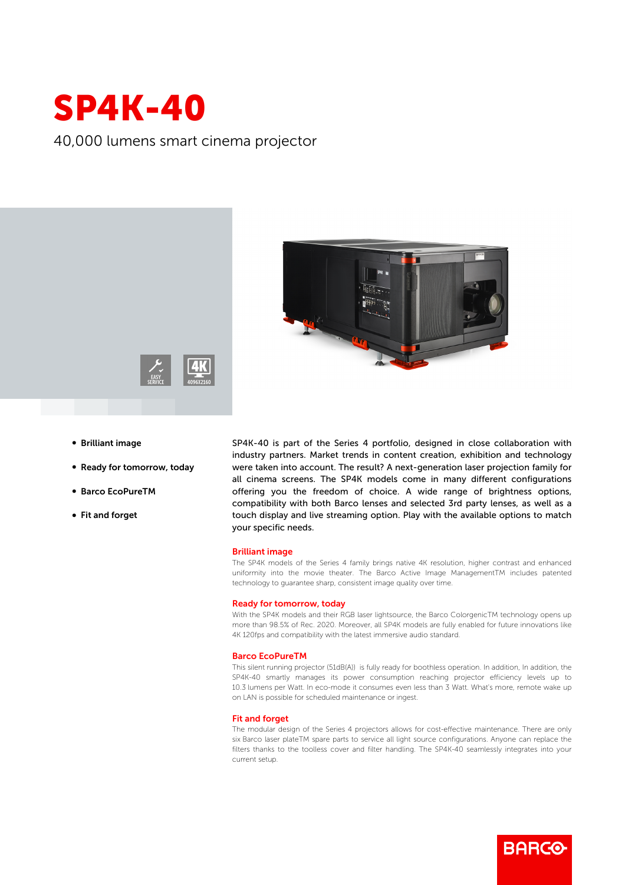# SP4K-40

40,000 lumens smart cinema projector

EASY SERVICE

4K 4096X2160

- **Brilliant image**
- **Ready for tomorrow, today**
- **Barco EcoPureTM**
- **Fit and forget**

SP4K-40 is part of the Series 4 portfolio, designed in close collaboration with industry partners. Market trends in content creation, exhibition and technology were taken into account. The result? A next-generation laser projection family for all cinema screens. The SP4K models come in many different configurations offering you the freedom of choice. A wide range of brightness options, compatibility with both Barco lenses and selected 3rd party lenses, as well as a touch display and live streaming option. Play with the available options to match your specific needs.

## Brilliant image

The SP4K models of the Series 4 family brings native 4K resolution, higher contrast and enhanced uniformity into the movie theater. The Barco Active Image ManagementTM includes patented technology to guarantee sharp, consistent image quality over time.

## Ready for tomorrow, today

With the SP4K models and their RGB laser lightsource, the Barco ColorgenicTM technology opens up more than 98.5% of Rec. 2020. Moreover, all SP4K models are fully enabled for future innovations like 4K 120fps and compatibility with the latest immersive audio standard.

## Barco EcoPureTM

This silent running projector (51dB(A)) is fully ready for boothless operation. In addition, In addition, the SP4K-40 smartly manages its power consumption reaching projector efficiency levels up to 10.3 lumens per Watt. In eco-mode it consumes even less than 3 Watt. What's more, remote wake up on LAN is possible for scheduled maintenance or ingest.

## Fit and forget

The modular design of the Series 4 projectors allows for cost-effective maintenance. There are only six Barco laser plateTM spare parts to service all light source configurations. Anyone can replace the filters thanks to the toolless cover and filter handling. The SP4K-40 seamlessly integrates into your current setup.

BARCO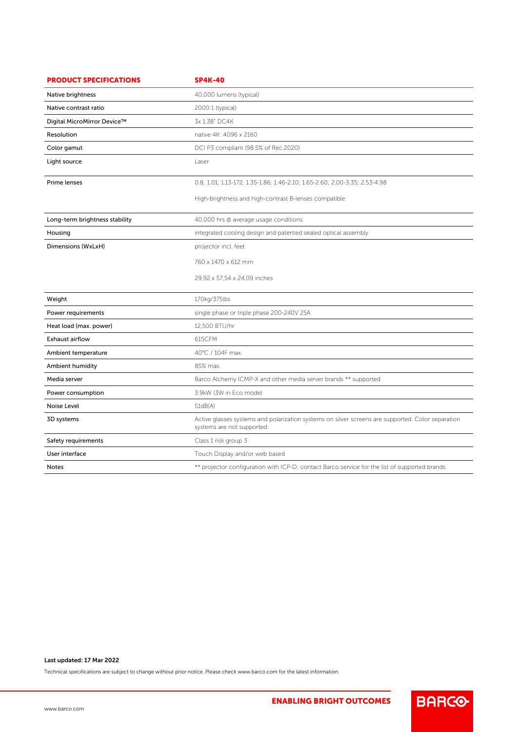| PRODUCT SPECIFICATIONS | SP4K-40 |
| --- | --- |
| Native brightness | 40,000 lumens (typical) |
| Native contrast ratio | 2000:1 (typical) |
| Digital MicroMirror Device™ | 3x 1.38" DC4K |
| Resolution | native 4K: 4096 x 2160 |
| Color gamut | DCI P3 compliant (98.5% of Rec.2020) |
| Light source | Laser |
| Prime lenses | 0.8; 1.01; 1.13-172; 1.35-1.86; 1.46-2.10; 1.65-2.60; 2.00-3.35; 2.53-4.98<br><br>High-brightness and high-contrast B-lenses compatible |
| Long-term brightness stability | 40,000 hrs @ average usage conditions |
| Housing | integrated cooling design and patented sealed optical assembly |
| Dimensions (WxLxH) | projector incl. feet<br><br>760 x 1470 x 612 mm<br><br>29,92 x 57,54 x 24,09 inches |
| Weight | 170kg/375lbs |
| Power requirements | single phase or triple phase 200-240V 25A |
| Heat load (max. power) | 12,500 BTU/hr |
| Exhaust airflow | 615CFM |
| Ambient temperature | 40°C / 104F max. |
| Ambient humidity | 85% max. |
| Media server | Barco Alchemy ICMP-X and other media server brands ** supported |
| Power consumption | 3.9kW (3W in Eco mode) |
| Noise Level | 51dB(A) |
| 3D systems | Active glasses systems and polarization systems on silver screens are supported. Color separation systems are not supported. |
| Safety requirements | Class 1 risk group 3 |
| User interface | Touch Display and/or web based |
| Notes | ** projector configuration with ICP-D; contact Barco service for the list of supported brands |

**Last updated: 17 Mar 2022**

Technical specifications are subject to change without prior notice. Please check www.barco.com for the latest information.